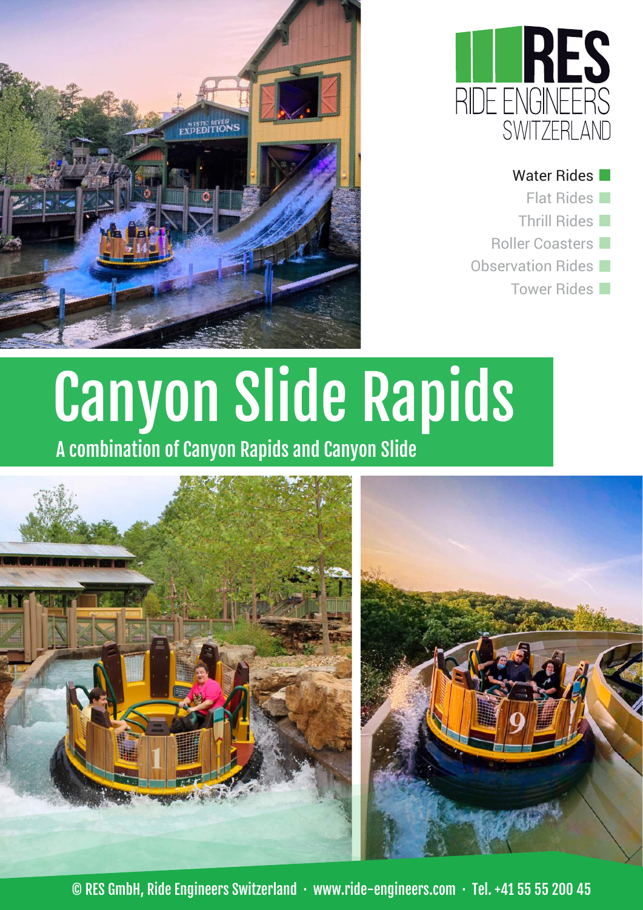RES
RIDE ENGINEERS
SWITZERLAND

- Water Rides
- Flat Rides
- Thrill Rides
- Roller Coasters
- Observation Rides
- Tower Rides

# Canyon Slide Rapids

## A combination of Canyon Rapids and Canyon Slide

© RES GmbH, Ride Engineers Switzerland · www.ride-engineers.com · Tel. +41 55 55 200 45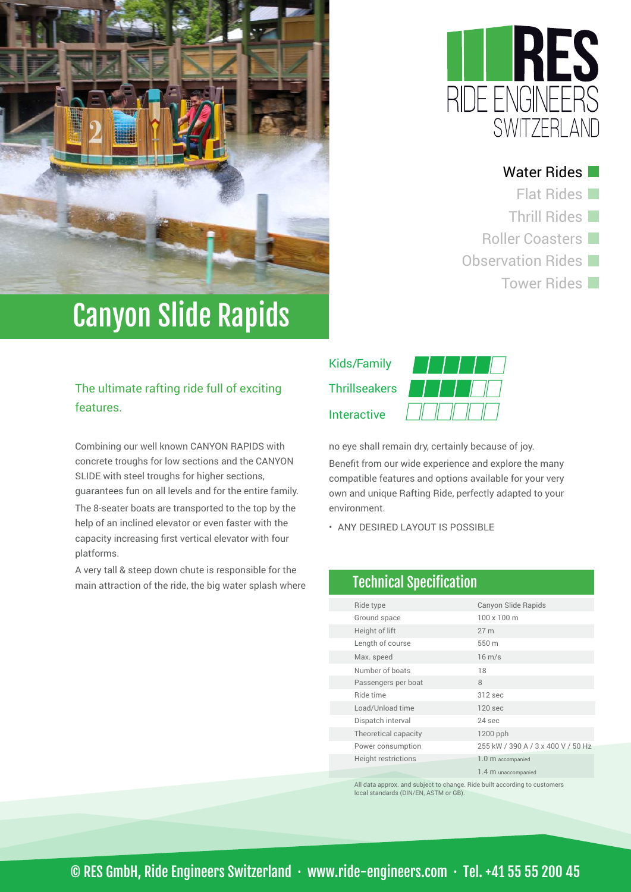RES
RIDE ENGINEERS
SWITZERLAND

Water Rides
Flat Rides
Thrill Rides
Roller Coasters
Observation Rides
Tower Rides

# Canyon Slide Rapids

Kids/Family
Thrillseekers
Interactive

## The ultimate rafting ride full of exciting features.

Combining our well known CANYON RAPIDS with concrete troughs for low sections and the CANYON SLIDE with steel troughs for higher sections, guarantees fun on all levels and for the entire family.

The 8-seater boats are transported to the top by the help of an inclined elevator or even faster with the capacity increasing first vertical elevator with four platforms.

A very tall & steep down chute is responsible for the main attraction of the ride, the big water splash where no eye shall remain dry, certainly because of joy.

Benefit from our wide experience and explore the many compatible features and options available for your very own and unique Rafting Ride, perfectly adapted to your environment.

- ANY DESIRED LAYOUT IS POSSIBLE

## Technical Specification

| | |
|---|---|
| Ride type | Canyon Slide Rapids |
| Ground space | 100 x 100 m |
| Height of lift | 27 m |
| Length of course | 550 m |
| Max. speed | 16 m/s |
| Number of boats | 18 |
| Passengers per boat | 8 |
| Ride time | 312 sec |
| Load/Unload time | 120 sec |
| Dispatch interval | 24 sec |
| Theoretical capacity | 1200 pph |
| Power consumption | 255 kW / 390 A / 3 x 400 V / 50 Hz |
| Height restrictions | 1.0 m accompanied<br>1.4 m unaccompanied |

All data approx. and subject to change. Ride built according to customers local standards (DIN/EN, ASTM or GB).

© RES GmbH, Ride Engineers Switzerland · www.ride-engineers.com · Tel. +41 55 55 200 45